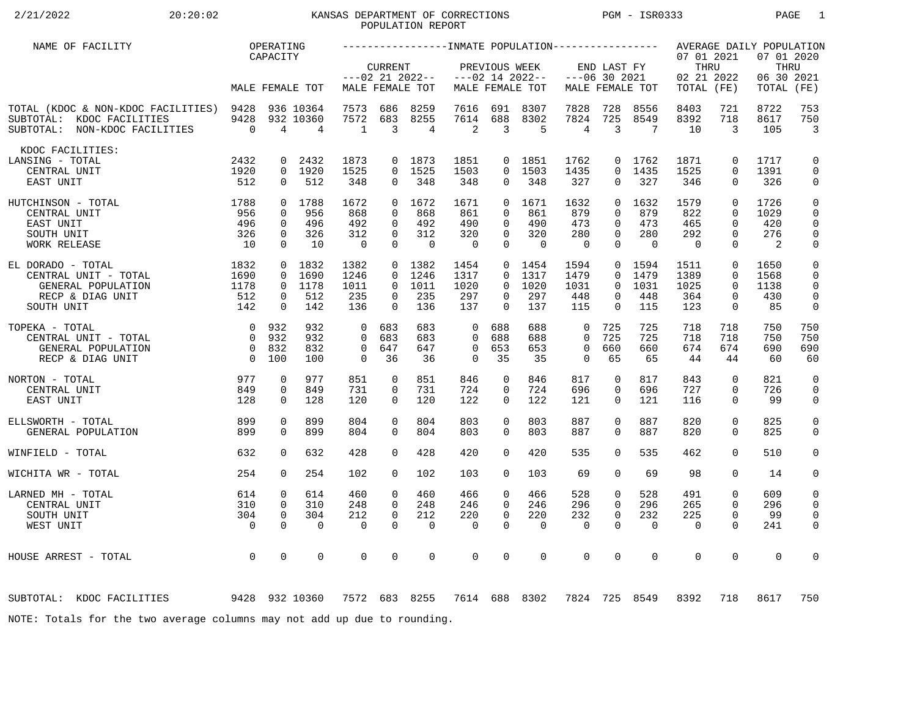# KANSAS DEPARTMENT OF CORRECTIONS
## POPULATION REPORT

2/21/2022 20:20:02 PGM - ISR0333

| NAME OF FACILITY | OPERATING CAPACITY | | | INMATE POPULATION | | | | | | | | | AVERAGE DAILY POPULATION | | | |
|---|---|---|---|---|---|---|---|---|---|---|---|---|---|---|---|---|
| | | | | CURRENT ---02 21 2022-- | | | PREVIOUS WEEK ---02 14 2022-- | | | END LAST FY ---06 30 2021 | | | 07 01 2021 THRU 02 21 2022 | | 07 01 2020 THRU 06 30 2021 | |
| | MALE | FEMALE | TOT | MALE | FEMALE | TOT | MALE | FEMALE | TOT | MALE | FEMALE | TOT | TOTAL | (FE) | TOTAL | (FE) |
| TOTAL (KDOC & NON-KDOC FACILITIES) | 9428 | 936 | 10364 | 7573 | 686 | 8259 | 7616 | 691 | 8307 | 7828 | 728 | 8556 | 8403 | 721 | 8722 | 753 |
| SUBTOTAL: KDOC FACILITIES | 9428 | 932 | 10360 | 7572 | 683 | 8255 | 7614 | 688 | 8302 | 7824 | 725 | 8549 | 8392 | 718 | 8617 | 750 |
| SUBTOTAL: NON-KDOC FACILITIES | 0 | 4 | 4 | 1 | 3 | 4 | 2 | 3 | 5 | 4 | 3 | 7 | 10 | 3 | 105 | 3 |
| KDOC FACILITIES: | | | | | | | | | | | | | | | | |
| LANSING - TOTAL | 2432 | 0 | 2432 | 1873 | 0 | 1873 | 1851 | 0 | 1851 | 1762 | 0 | 1762 | 1871 | 0 | 1717 | 0 |
| CENTRAL UNIT | 1920 | 0 | 1920 | 1525 | 0 | 1525 | 1503 | 0 | 1503 | 1435 | 0 | 1435 | 1525 | 0 | 1391 | 0 |
| EAST UNIT | 512 | 0 | 512 | 348 | 0 | 348 | 348 | 0 | 348 | 327 | 0 | 327 | 346 | 0 | 326 | 0 |
| HUTCHINSON - TOTAL | 1788 | 0 | 1788 | 1672 | 0 | 1672 | 1671 | 0 | 1671 | 1632 | 0 | 1632 | 1579 | 0 | 1726 | 0 |
| CENTRAL UNIT | 956 | 0 | 956 | 868 | 0 | 868 | 861 | 0 | 861 | 879 | 0 | 879 | 822 | 0 | 1029 | 0 |
| EAST UNIT | 496 | 0 | 496 | 492 | 0 | 492 | 490 | 0 | 490 | 473 | 0 | 473 | 465 | 0 | 420 | 0 |
| SOUTH UNIT | 326 | 0 | 326 | 312 | 0 | 312 | 320 | 0 | 320 | 280 | 0 | 280 | 292 | 0 | 276 | 0 |
| WORK RELEASE | 10 | 0 | 10 | 0 | 0 | 0 | 0 | 0 | 0 | 0 | 0 | 0 | 0 | 0 | 2 | 0 |
| EL DORADO - TOTAL | 1832 | 0 | 1832 | 1382 | 0 | 1382 | 1454 | 0 | 1454 | 1594 | 0 | 1594 | 1511 | 0 | 1650 | 0 |
| CENTRAL UNIT - TOTAL | 1690 | 0 | 1690 | 1246 | 0 | 1246 | 1317 | 0 | 1317 | 1479 | 0 | 1479 | 1389 | 0 | 1568 | 0 |
| GENERAL POPULATION | 1178 | 0 | 1178 | 1011 | 0 | 1011 | 1020 | 0 | 1020 | 1031 | 0 | 1031 | 1025 | 0 | 1138 | 0 |
| RECP & DIAG UNIT | 512 | 0 | 512 | 235 | 0 | 235 | 297 | 0 | 297 | 448 | 0 | 448 | 364 | 0 | 430 | 0 |
| SOUTH UNIT | 142 | 0 | 142 | 136 | 0 | 136 | 137 | 0 | 137 | 115 | 0 | 115 | 123 | 0 | 85 | 0 |
| TOPEKA - TOTAL | 0 | 932 | 932 | 0 | 683 | 683 | 0 | 688 | 688 | 0 | 725 | 725 | 718 | 718 | 750 | 750 |
| CENTRAL UNIT - TOTAL | 0 | 932 | 932 | 0 | 683 | 683 | 0 | 688 | 688 | 0 | 725 | 725 | 718 | 718 | 750 | 750 |
| GENERAL POPULATION | 0 | 832 | 832 | 0 | 647 | 647 | 0 | 653 | 653 | 0 | 660 | 660 | 674 | 674 | 690 | 690 |
| RECP & DIAG UNIT | 0 | 100 | 100 | 0 | 36 | 36 | 0 | 35 | 35 | 0 | 65 | 65 | 44 | 44 | 60 | 60 |
| NORTON - TOTAL | 977 | 0 | 977 | 851 | 0 | 851 | 846 | 0 | 846 | 817 | 0 | 817 | 843 | 0 | 821 | 0 |
| CENTRAL UNIT | 849 | 0 | 849 | 731 | 0 | 731 | 724 | 0 | 724 | 696 | 0 | 696 | 727 | 0 | 726 | 0 |
| EAST UNIT | 128 | 0 | 128 | 120 | 0 | 120 | 122 | 0 | 122 | 121 | 0 | 121 | 116 | 0 | 99 | 0 |
| ELLSWORTH - TOTAL | 899 | 0 | 899 | 804 | 0 | 804 | 803 | 0 | 803 | 887 | 0 | 887 | 820 | 0 | 825 | 0 |
| GENERAL POPULATION | 899 | 0 | 899 | 804 | 0 | 804 | 803 | 0 | 803 | 887 | 0 | 887 | 820 | 0 | 825 | 0 |
| WINFIELD - TOTAL | 632 | 0 | 632 | 428 | 0 | 428 | 420 | 0 | 420 | 535 | 0 | 535 | 462 | 0 | 510 | 0 |
| WICHITA WR - TOTAL | 254 | 0 | 254 | 102 | 0 | 102 | 103 | 0 | 103 | 69 | 0 | 69 | 98 | 0 | 14 | 0 |
| LARNED MH - TOTAL | 614 | 0 | 614 | 460 | 0 | 460 | 466 | 0 | 466 | 528 | 0 | 528 | 491 | 0 | 609 | 0 |
| CENTRAL UNIT | 310 | 0 | 310 | 248 | 0 | 248 | 246 | 0 | 246 | 296 | 0 | 296 | 265 | 0 | 296 | 0 |
| SOUTH UNIT | 304 | 0 | 304 | 212 | 0 | 212 | 220 | 0 | 220 | 232 | 0 | 232 | 225 | 0 | 99 | 0 |
| WEST UNIT | 0 | 0 | 0 | 0 | 0 | 0 | 0 | 0 | 0 | 0 | 0 | 0 | 0 | 0 | 241 | 0 |
| HOUSE ARREST - TOTAL | 0 | 0 | 0 | 0 | 0 | 0 | 0 | 0 | 0 | 0 | 0 | 0 | 0 | 0 | 0 | 0 |
| SUBTOTAL: KDOC FACILITIES | 9428 | 932 | 10360 | 7572 | 683 | 8255 | 7614 | 688 | 8302 | 7824 | 725 | 8549 | 8392 | 718 | 8617 | 750 |

NOTE: Totals for the two average columns may not add up due to rounding.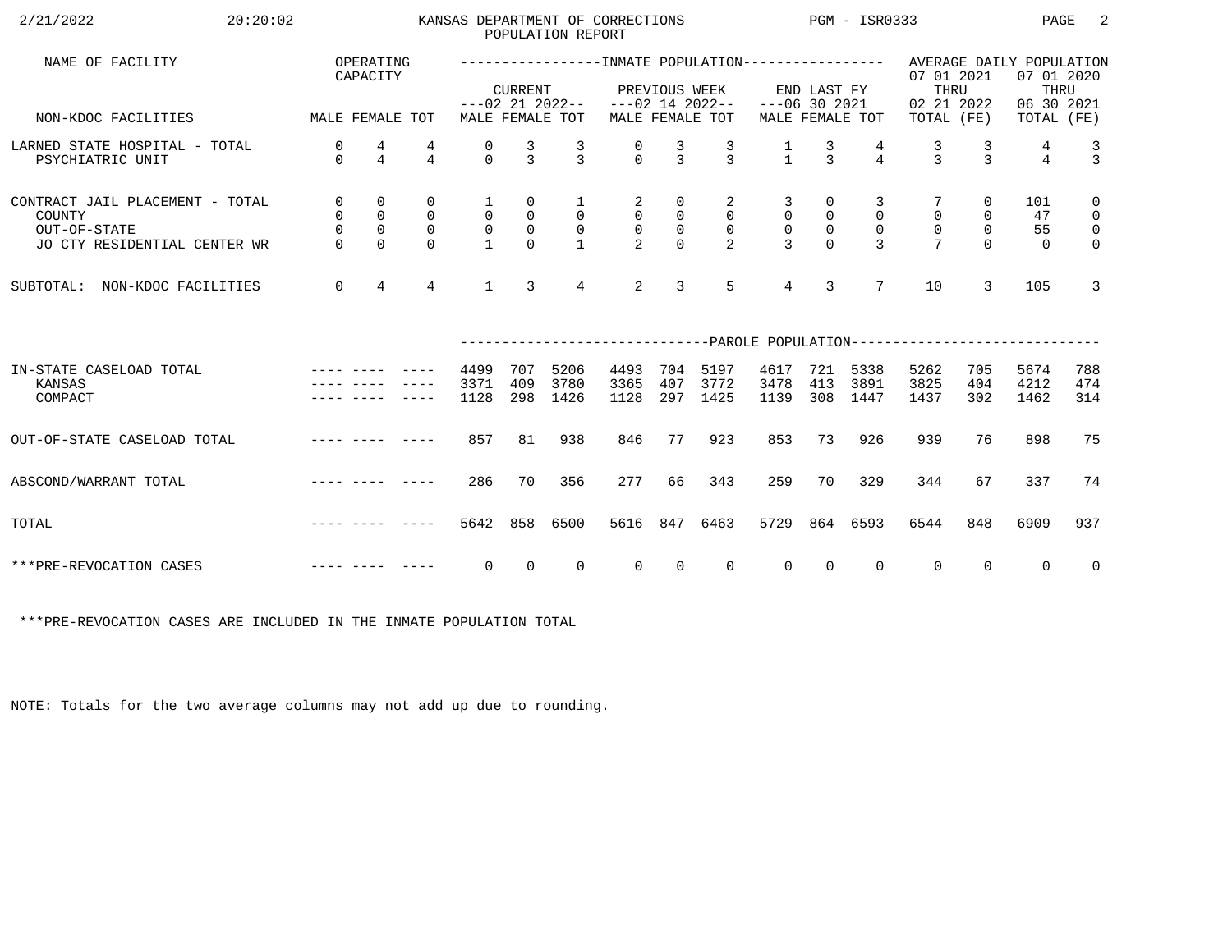KANSAS DEPARTMENT OF CORRECTIONS
POPULATION REPORT

PGM - ISR0333

| NAME OF FACILITY | OPERATING CAPACITY | | | INMATE POPULATION | | | | | | | | | AVERAGE DAILY POPULATION | | | |
|---|---|---|---|---|---|---|---|---|---|---|---|---|---|---|---|---|
| | | | | CURRENT ---02 21 2022-- | | | PREVIOUS WEEK ---02 14 2022-- | | | END LAST FY ---06 30 2021 | | | 07 01 2021 THRU 02 21 2022 | | 07 01 2020 THRU 06 30 2021 | |
| NON-KDOC FACILITIES | MALE | FEMALE | TOT | MALE | FEMALE | TOT | MALE | FEMALE | TOT | MALE | FEMALE | TOT | TOTAL | (FE) | TOTAL | (FE) |
| LARNED STATE HOSPITAL - TOTAL | 0 | 4 | 4 | 0 | 3 | 3 | 0 | 3 | 3 | 1 | 3 | 4 | 3 | 3 | 4 | 3 |
| PSYCHIATRIC UNIT | 0 | 4 | 4 | 0 | 3 | 3 | 0 | 3 | 3 | 1 | 3 | 4 | 3 | 3 | 4 | 3 |
| CONTRACT JAIL PLACEMENT - TOTAL | 0 | 0 | 0 | 1 | 0 | 1 | 2 | 0 | 2 | 3 | 0 | 3 | 7 | 0 | 101 | 0 |
| COUNTY | 0 | 0 | 0 | 0 | 0 | 0 | 0 | 0 | 0 | 0 | 0 | 0 | 0 | 0 | 47 | 0 |
| OUT-OF-STATE | 0 | 0 | 0 | 0 | 0 | 0 | 0 | 0 | 0 | 0 | 0 | 0 | 0 | 0 | 55 | 0 |
| JO CTY RESIDENTIAL CENTER WR | 0 | 0 | 0 | 1 | 0 | 1 | 2 | 0 | 2 | 3 | 0 | 3 | 7 | 0 | 0 | 0 |
| SUBTOTAL: NON-KDOC FACILITIES | 0 | 4 | 4 | 1 | 3 | 4 | 2 | 3 | 5 | 4 | 3 | 7 | 10 | 3 | 105 | 3 |
| | | | | PAROLE POPULATION | | | | | | | | | | | | |
| IN-STATE CASELOAD TOTAL | ---- | ---- | ---- | 4499 | 707 | 5206 | 4493 | 704 | 5197 | 4617 | 721 | 5338 | 5262 | 705 | 5674 | 788 |
| KANSAS | ---- | ---- | ---- | 3371 | 409 | 3780 | 3365 | 407 | 3772 | 3478 | 413 | 3891 | 3825 | 404 | 4212 | 474 |
| COMPACT | ---- | ---- | ---- | 1128 | 298 | 1426 | 1128 | 297 | 1425 | 1139 | 308 | 1447 | 1437 | 302 | 1462 | 314 |
| OUT-OF-STATE CASELOAD TOTAL | ---- | ---- | ---- | 857 | 81 | 938 | 846 | 77 | 923 | 853 | 73 | 926 | 939 | 76 | 898 | 75 |
| ABSCOND/WARRANT TOTAL | ---- | ---- | ---- | 286 | 70 | 356 | 277 | 66 | 343 | 259 | 70 | 329 | 344 | 67 | 337 | 74 |
| TOTAL | ---- | ---- | ---- | 5642 | 858 | 6500 | 5616 | 847 | 6463 | 5729 | 864 | 6593 | 6544 | 848 | 6909 | 937 |
| ***PRE-REVOCATION CASES | ---- | ---- | ---- | 0 | 0 | 0 | 0 | 0 | 0 | 0 | 0 | 0 | 0 | 0 | 0 | 0 |

***PRE-REVOCATION CASES ARE INCLUDED IN THE INMATE POPULATION TOTAL

NOTE: Totals for the two average columns may not add up due to rounding.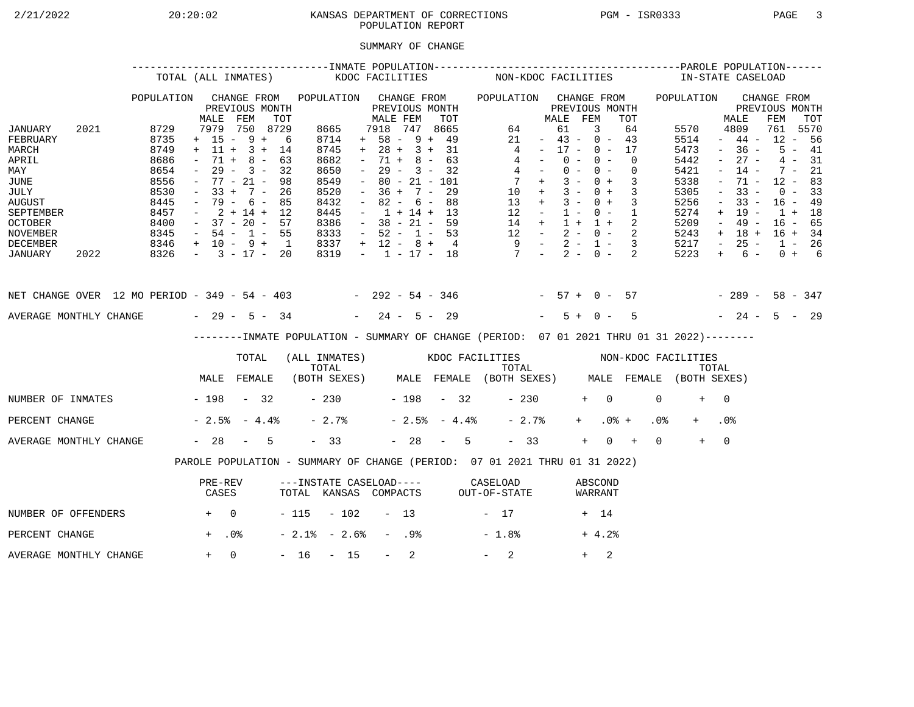KANSAS DEPARTMENT OF CORRECTIONS
POPULATION REPORT

SUMMARY OF CHANGE

| | INMATE POPULATION | | | | | | | | | | | | PAROLE POPULATION | | | |
|---|---|---|---|---|---|---|---|---|---|---|---|---|---|---|---|---|
| | TOTAL (ALL INMATES) | | | | KDOC FACILITIES | | | | NON-KDOC FACILITIES | | | | IN-STATE CASELOAD | | | |
| | POPULATION | CHANGE FROM PREVIOUS MONTH | | | POPULATION | CHANGE FROM PREVIOUS MONTH | | | POPULATION | CHANGE FROM PREVIOUS MONTH | | | POPULATION | CHANGE FROM PREVIOUS MONTH | | |
| | | MALE | FEM | TOT | | MALE | FEM | TOT | | MALE | FEM | TOT | | MALE | FEM | TOT |
| JANUARY 2021 | 8729 | 7979 | 750 | 8729 | 8665 | 7918 | 747 | 8665 | 64 | 61 | 3 | 64 | 5570 | 4809 | 761 | 5570 |
| FEBRUARY | 8735 | + 15 | - 9 | + 6 | 8714 | + 58 | - 9 | + 49 | 21 | - 43 | - 0 | - 43 | 5514 | - 44 | - 12 | - 56 |
| MARCH | 8749 | + 11 | + 3 | + 14 | 8745 | + 28 | + 3 | + 31 | 4 | - 17 | - 0 | - 17 | 5473 | - 36 | - 5 | - 41 |
| APRIL | 8686 | - 71 | + 8 | - 63 | 8682 | - 71 | + 8 | - 63 | 4 | - 0 | - 0 | - 0 | 5442 | - 27 | - 4 | - 31 |
| MAY | 8654 | - 29 | - 3 | - 32 | 8650 | - 29 | - 3 | - 32 | 4 | - 0 | - 0 | - 0 | 5421 | - 14 | - 7 | - 21 |
| JUNE | 8556 | - 77 | - 21 | - 98 | 8549 | - 80 | - 21 | - 101 | 7 | + 3 | - 0 | + 3 | 5338 | - 71 | - 12 | - 83 |
| JULY | 8530 | - 33 | + 7 | - 26 | 8520 | - 36 | + 7 | - 29 | 10 | + 3 | - 0 | + 3 | 5305 | - 33 | - 0 | - 33 |
| AUGUST | 8445 | - 79 | - 6 | - 85 | 8432 | - 82 | - 6 | - 88 | 13 | + 3 | - 0 | + 3 | 5256 | - 33 | - 16 | - 49 |
| SEPTEMBER | 8457 | - 2 | + 14 | + 12 | 8445 | - 1 | + 14 | + 13 | 12 | - 1 | - 0 | - 1 | 5274 | + 19 | - 1 | + 18 |
| OCTOBER | 8400 | - 37 | - 20 | - 57 | 8386 | - 38 | - 21 | - 59 | 14 | + 1 | + 1 | + 2 | 5209 | - 49 | - 16 | - 65 |
| NOVEMBER | 8345 | - 54 | - 1 | - 55 | 8333 | - 52 | - 1 | - 53 | 12 | - 2 | - 0 | - 2 | 5243 | + 18 | + 16 | + 34 |
| DECEMBER | 8346 | + 10 | - 9 | + 1 | 8337 | + 12 | - 8 | + 4 | 9 | - 2 | - 1 | - 3 | 5217 | - 25 | - 1 | - 26 |
| JANUARY 2022 | 8326 | - 3 | - 17 | - 20 | 8319 | - 1 | - 17 | - 18 | 7 | - 2 | - 0 | - 2 | 5223 | + 6 | - 0 | + 6 |
| NET CHANGE OVER 12 MO PERIOD | | - 349 | - 54 | - 403 | | - 292 | - 54 | - 346 | | - 57 | + 0 | - 57 | | - 289 | - 58 | - 347 |
| AVERAGE MONTHLY CHANGE | | - 29 | - 5 | - 34 | | - 24 | - 5 | - 29 | | - 5 | + 0 | - 5 | | - 24 | - 5 | - 29 |

## INMATE POPULATION - SUMMARY OF CHANGE (PERIOD: 07 01 2021 THRU 01 31 2022)

| | TOTAL (ALL INMATES) | | | KDOC FACILITIES | | | NON-KDOC FACILITIES | | |
|---|---|---|---|---|---|---|---|---|---|
| | MALE | FEMALE | TOTAL (BOTH SEXES) | MALE | FEMALE | TOTAL (BOTH SEXES) | MALE | FEMALE | TOTAL (BOTH SEXES) |
| NUMBER OF INMATES | - 198 | - 32 | - 230 | - 198 | - 32 | - 230 | + 0 | 0 | + 0 |
| PERCENT CHANGE | - 2.5% | - 4.4% | - 2.7% | - 2.5% | - 4.4% | - 2.7% | + .0% | + .0% | + .0% |
| AVERAGE MONTHLY CHANGE | - 28 | - 5 | - 33 | - 28 | - 5 | - 33 | + 0 | + 0 | + 0 |

## PAROLE POPULATION - SUMMARY OF CHANGE (PERIOD: 07 01 2021 THRU 01 31 2022)

| | PRE-REV CASES | INSTATE CASELOAD TOTAL | INSTATE CASELOAD KANSAS | INSTATE CASELOAD COMPACTS | CASELOAD OUT-OF-STATE | ABSCOND WARRANT |
|---|---|---|---|---|---|---|
| NUMBER OF OFFENDERS | + 0 | - 115 | - 102 | - 13 | - 17 | + 14 |
| PERCENT CHANGE | + .0% | - 2.1% | - 2.6% | - .9% | - 1.8% | + 4.2% |
| AVERAGE MONTHLY CHANGE | + 0 | - 16 | - 15 | - 2 | - 2 | + 2 |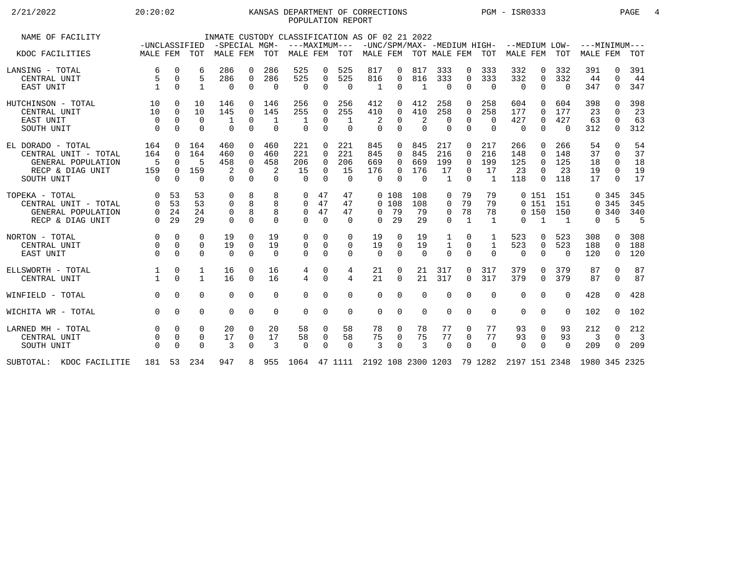KANSAS DEPARTMENT OF CORRECTIONS
POPULATION REPORT

2/21/2022 20:20:02 PGM - ISR0333

INMATE CUSTODY CLASSIFICATION AS OF 02 21 2022

| NAME OF FACILITY | -UNCLASSIFIED | | | -SPECIAL MGM- | | | ---MAXIMUM--- | | | -UNC/SPM/MAX- | | | -MEDIUM HIGH- | | | --MEDIUM LOW- | | | ---MINIMUM--- | | |
|---|---|---|---|---|---|---|---|---|---|---|---|---|---|---|---|---|---|---|---|---|---|
| KDOC FACILITIES | MALE | FEM | TOT | MALE | FEM | TOT | MALE | FEM | TOT | MALE | FEM | TOT | MALE | FEM | TOT | MALE | FEM | TOT | MALE | FEM | TOT |
| LANSING - TOTAL | 6 | 0 | 6 | 286 | 0 | 286 | 525 | 0 | 525 | 817 | 0 | 817 | 333 | 0 | 333 | 332 | 0 | 332 | 391 | 0 | 391 |
| CENTRAL UNIT | 5 | 0 | 5 | 286 | 0 | 286 | 525 | 0 | 525 | 816 | 0 | 816 | 333 | 0 | 333 | 332 | 0 | 332 | 44 | 0 | 44 |
| EAST UNIT | 1 | 0 | 1 | 0 | 0 | 0 | 0 | 0 | 0 | 1 | 0 | 1 | 0 | 0 | 0 | 0 | 0 | 0 | 347 | 0 | 347 |
| HUTCHINSON - TOTAL | 10 | 0 | 10 | 146 | 0 | 146 | 256 | 0 | 256 | 412 | 0 | 412 | 258 | 0 | 258 | 604 | 0 | 604 | 398 | 0 | 398 |
| CENTRAL UNIT | 10 | 0 | 10 | 145 | 0 | 145 | 255 | 0 | 255 | 410 | 0 | 410 | 258 | 0 | 258 | 177 | 0 | 177 | 23 | 0 | 23 |
| EAST UNIT | 0 | 0 | 0 | 1 | 0 | 1 | 1 | 0 | 1 | 2 | 0 | 2 | 0 | 0 | 0 | 427 | 0 | 427 | 63 | 0 | 63 |
| SOUTH UNIT | 0 | 0 | 0 | 0 | 0 | 0 | 0 | 0 | 0 | 0 | 0 | 0 | 0 | 0 | 0 | 0 | 0 | 0 | 312 | 0 | 312 |
| EL DORADO - TOTAL | 164 | 0 | 164 | 460 | 0 | 460 | 221 | 0 | 221 | 845 | 0 | 845 | 217 | 0 | 217 | 266 | 0 | 266 | 54 | 0 | 54 |
| CENTRAL UNIT - TOTAL | 164 | 0 | 164 | 460 | 0 | 460 | 221 | 0 | 221 | 845 | 0 | 845 | 216 | 0 | 216 | 148 | 0 | 148 | 37 | 0 | 37 |
| GENERAL POPULATION | 5 | 0 | 5 | 458 | 0 | 458 | 206 | 0 | 206 | 669 | 0 | 669 | 199 | 0 | 199 | 125 | 0 | 125 | 18 | 0 | 18 |
| RECP & DIAG UNIT | 159 | 0 | 159 | 2 | 0 | 2 | 15 | 0 | 15 | 176 | 0 | 176 | 17 | 0 | 17 | 23 | 0 | 23 | 19 | 0 | 19 |
| SOUTH UNIT | 0 | 0 | 0 | 0 | 0 | 0 | 0 | 0 | 0 | 0 | 0 | 0 | 1 | 0 | 1 | 118 | 0 | 118 | 17 | 0 | 17 |
| TOPEKA - TOTAL | 0 | 53 | 53 | 0 | 8 | 8 | 0 | 47 | 47 | 0 | 108 | 108 | 0 | 79 | 79 | 0 | 151 | 151 | 0 | 345 | 345 |
| CENTRAL UNIT - TOTAL | 0 | 53 | 53 | 0 | 8 | 8 | 0 | 47 | 47 | 0 | 108 | 108 | 0 | 79 | 79 | 0 | 151 | 151 | 0 | 345 | 345 |
| GENERAL POPULATION | 0 | 24 | 24 | 0 | 8 | 8 | 0 | 47 | 47 | 0 | 79 | 79 | 0 | 78 | 78 | 0 | 150 | 150 | 0 | 340 | 340 |
| RECP & DIAG UNIT | 0 | 29 | 29 | 0 | 0 | 0 | 0 | 0 | 0 | 0 | 29 | 29 | 0 | 1 | 1 | 0 | 1 | 1 | 0 | 5 | 5 |
| NORTON - TOTAL | 0 | 0 | 0 | 19 | 0 | 19 | 0 | 0 | 0 | 19 | 0 | 19 | 1 | 0 | 1 | 523 | 0 | 523 | 308 | 0 | 308 |
| CENTRAL UNIT | 0 | 0 | 0 | 19 | 0 | 19 | 0 | 0 | 0 | 19 | 0 | 19 | 1 | 0 | 1 | 523 | 0 | 523 | 188 | 0 | 188 |
| EAST UNIT | 0 | 0 | 0 | 0 | 0 | 0 | 0 | 0 | 0 | 0 | 0 | 0 | 0 | 0 | 0 | 0 | 0 | 0 | 120 | 0 | 120 |
| ELLSWORTH - TOTAL | 1 | 0 | 1 | 16 | 0 | 16 | 4 | 0 | 4 | 21 | 0 | 21 | 317 | 0 | 317 | 379 | 0 | 379 | 87 | 0 | 87 |
| CENTRAL UNIT | 1 | 0 | 1 | 16 | 0 | 16 | 4 | 0 | 4 | 21 | 0 | 21 | 317 | 0 | 317 | 379 | 0 | 379 | 87 | 0 | 87 |
| WINFIELD - TOTAL | 0 | 0 | 0 | 0 | 0 | 0 | 0 | 0 | 0 | 0 | 0 | 0 | 0 | 0 | 0 | 0 | 0 | 0 | 428 | 0 | 428 |
| WICHITA WR - TOTAL | 0 | 0 | 0 | 0 | 0 | 0 | 0 | 0 | 0 | 0 | 0 | 0 | 0 | 0 | 0 | 0 | 0 | 0 | 102 | 0 | 102 |
| LARNED MH - TOTAL | 0 | 0 | 0 | 20 | 0 | 20 | 58 | 0 | 58 | 78 | 0 | 78 | 77 | 0 | 77 | 93 | 0 | 93 | 212 | 0 | 212 |
| CENTRAL UNIT | 0 | 0 | 0 | 17 | 0 | 17 | 58 | 0 | 58 | 75 | 0 | 75 | 77 | 0 | 77 | 93 | 0 | 93 | 3 | 0 | 3 |
| SOUTH UNIT | 0 | 0 | 0 | 3 | 0 | 3 | 0 | 0 | 0 | 3 | 0 | 3 | 0 | 0 | 0 | 0 | 0 | 0 | 209 | 0 | 209 |
| SUBTOTAL: KDOC FACILITIE | 181 | 53 | 234 | 947 | 8 | 955 | 1064 | 47 | 1111 | 2192 | 108 | 2300 | 1203 | 79 | 1282 | 2197 | 151 | 2348 | 1980 | 345 | 2325 |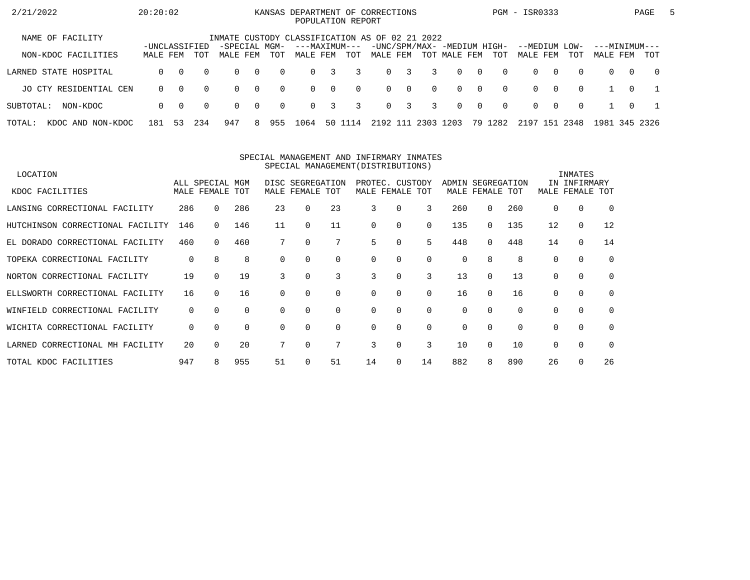KANSAS DEPARTMENT OF CORRECTIONS
POPULATION REPORT

2/21/2022 20:20:02 PGM - ISR0333

INMATE CUSTODY CLASSIFICATION AS OF 02 21 2022

| NAME OF FACILITY / NON-KDOC FACILITIES | -UNCLASSIFIED- | | | -SPECIAL MGM- | | | ---MAXIMUM--- | | | -UNC/SPM/MAX- | | | -MEDIUM HIGH- | | | --MEDIUM LOW- | | | ---MINIMUM--- | | |
|---|---|---|---|---|---|---|---|---|---|---|---|---|---|---|---|---|---|---|---|---|---|
| | MALE | FEM | TOT | MALE | FEM | TOT | MALE | FEM | TOT | MALE | FEM | TOT | MALE | FEM | TOT | MALE | FEM | TOT | MALE | FEM | TOT |
| LARNED STATE HOSPITAL | 0 | 0 | 0 | 0 | 0 | 0 | 0 | 3 | 3 | 0 | 3 | 3 | 0 | 0 | 0 | 0 | 0 | 0 | 0 | 0 | 0 |
| JO CTY RESIDENTIAL CEN | 0 | 0 | 0 | 0 | 0 | 0 | 0 | 0 | 0 | 0 | 0 | 0 | 0 | 0 | 0 | 0 | 0 | 0 | 1 | 0 | 1 |
| SUBTOTAL: NON-KDOC | 0 | 0 | 0 | 0 | 0 | 0 | 0 | 3 | 3 | 0 | 3 | 3 | 0 | 0 | 0 | 0 | 0 | 0 | 1 | 0 | 1 |
| TOTAL: KDOC AND NON-KDOC | 181 | 53 | 234 | 947 | 8 | 955 | 1064 | 50 | 1114 | 2192 | 111 | 2303 | 1203 | 79 | 1282 | 2197 | 151 | 2348 | 1981 | 345 | 2326 |

SPECIAL MANAGEMENT AND INFIRMARY INMATES
SPECIAL MANAGEMENT(DISTRIBUTIONS)

| LOCATION / KDOC FACILITIES | ALL SPECIAL MGM | | | DISC SEGREGATION | | | PROTEC. CUSTODY | | | ADMIN SEGREGATION | | | INMATES IN INFIRMARY | | |
|---|---|---|---|---|---|---|---|---|---|---|---|---|---|---|---|
| | MALE | FEMALE | TOT | MALE | FEMALE | TOT | MALE | FEMALE | TOT | MALE | FEMALE | TOT | MALE | FEMALE | TOT |
| LANSING CORRECTIONAL FACILITY | 286 | 0 | 286 | 23 | 0 | 23 | 3 | 0 | 3 | 260 | 0 | 260 | 0 | 0 | 0 |
| HUTCHINSON CORRECTIONAL FACILITY | 146 | 0 | 146 | 11 | 0 | 11 | 0 | 0 | 0 | 135 | 0 | 135 | 12 | 0 | 12 |
| EL DORADO CORRECTIONAL FACILITY | 460 | 0 | 460 | 7 | 0 | 7 | 5 | 0 | 5 | 448 | 0 | 448 | 14 | 0 | 14 |
| TOPEKA CORRECTIONAL FACILITY | 0 | 8 | 8 | 0 | 0 | 0 | 0 | 0 | 0 | 0 | 8 | 8 | 0 | 0 | 0 |
| NORTON CORRECTIONAL FACILITY | 19 | 0 | 19 | 3 | 0 | 3 | 3 | 0 | 3 | 13 | 0 | 13 | 0 | 0 | 0 |
| ELLSWORTH CORRECTIONAL FACILITY | 16 | 0 | 16 | 0 | 0 | 0 | 0 | 0 | 0 | 16 | 0 | 16 | 0 | 0 | 0 |
| WINFIELD CORRECTIONAL FACILITY | 0 | 0 | 0 | 0 | 0 | 0 | 0 | 0 | 0 | 0 | 0 | 0 | 0 | 0 | 0 |
| WICHITA CORRECTIONAL FACILITY | 0 | 0 | 0 | 0 | 0 | 0 | 0 | 0 | 0 | 0 | 0 | 0 | 0 | 0 | 0 |
| LARNED CORRECTIONAL MH FACILITY | 20 | 0 | 20 | 7 | 0 | 7 | 3 | 0 | 3 | 10 | 0 | 10 | 0 | 0 | 0 |
| TOTAL KDOC FACILITIES | 947 | 8 | 955 | 51 | 0 | 51 | 14 | 0 | 14 | 882 | 8 | 890 | 26 | 0 | 26 |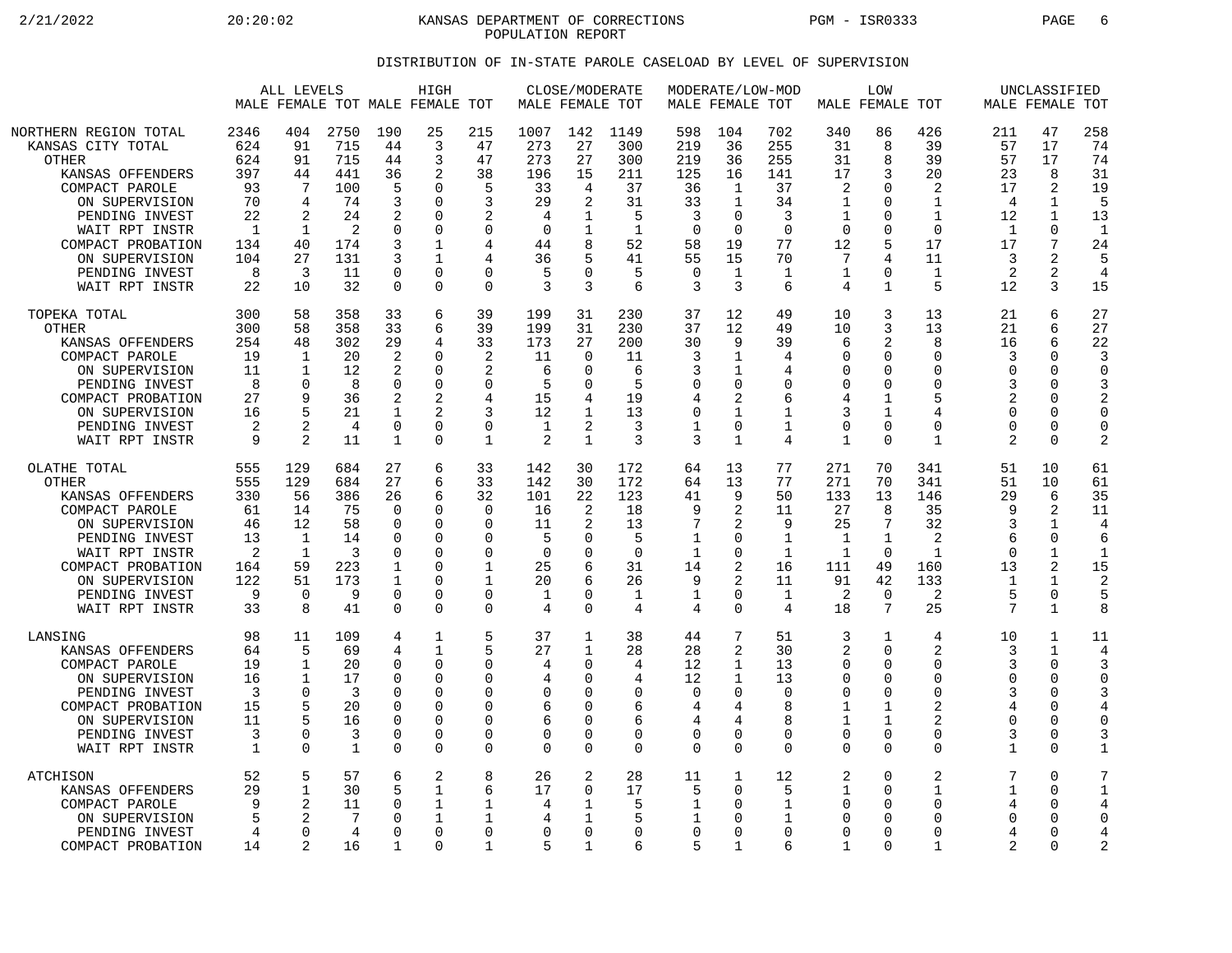KANSAS DEPARTMENT OF CORRECTIONS
POPULATION REPORT

## DISTRIBUTION OF IN-STATE PAROLE CASELOAD BY LEVEL OF SUPERVISION

| | ALL LEVELS | | | HIGH | | | CLOSE/MODERATE | | | MODERATE/LOW-MOD | | | LOW | | | UNCLASSIFIED | | |
|---|---|---|---|---|---|---|---|---|---|---|---|---|---|---|---|---|---|---|
| | MALE | FEMALE | TOT | MALE | FEMALE | TOT | MALE | FEMALE | TOT | MALE | FEMALE | TOT | MALE | FEMALE | TOT | MALE | FEMALE | TOT |
| NORTHERN REGION TOTAL | 2346 | 404 | 2750 | 190 | 25 | 215 | 1007 | 142 | 1149 | 598 | 104 | 702 | 340 | 86 | 426 | 211 | 47 | 258 |
| KANSAS CITY TOTAL | 624 | 91 | 715 | 44 | 3 | 47 | 273 | 27 | 300 | 219 | 36 | 255 | 31 | 8 | 39 | 57 | 17 | 74 |
| OTHER | 624 | 91 | 715 | 44 | 3 | 47 | 273 | 27 | 300 | 219 | 36 | 255 | 31 | 8 | 39 | 57 | 17 | 74 |
| KANSAS OFFENDERS | 397 | 44 | 441 | 36 | 2 | 38 | 196 | 15 | 211 | 125 | 16 | 141 | 17 | 3 | 20 | 23 | 8 | 31 |
| COMPACT PAROLE | 93 | 7 | 100 | 5 | 0 | 5 | 33 | 4 | 37 | 36 | 1 | 37 | 2 | 0 | 2 | 17 | 2 | 19 |
| ON SUPERVISION | 70 | 4 | 74 | 3 | 0 | 3 | 29 | 2 | 31 | 33 | 1 | 34 | 1 | 0 | 1 | 4 | 1 | 5 |
| PENDING INVEST | 22 | 2 | 24 | 2 | 0 | 2 | 4 | 1 | 5 | 3 | 0 | 3 | 1 | 0 | 1 | 12 | 1 | 13 |
| WAIT RPT INSTR | 1 | 1 | 2 | 0 | 0 | 0 | 0 | 1 | 1 | 0 | 0 | 0 | 0 | 0 | 0 | 1 | 0 | 1 |
| COMPACT PROBATION | 134 | 40 | 174 | 3 | 1 | 4 | 44 | 8 | 52 | 58 | 19 | 77 | 12 | 5 | 17 | 17 | 7 | 24 |
| ON SUPERVISION | 104 | 27 | 131 | 3 | 1 | 4 | 36 | 5 | 41 | 55 | 15 | 70 | 7 | 4 | 11 | 3 | 2 | 5 |
| PENDING INVEST | 8 | 3 | 11 | 0 | 0 | 0 | 5 | 0 | 5 | 0 | 1 | 1 | 1 | 0 | 1 | 2 | 2 | 4 |
| WAIT RPT INSTR | 22 | 10 | 32 | 0 | 0 | 0 | 3 | 3 | 6 | 3 | 3 | 6 | 4 | 1 | 5 | 12 | 3 | 15 |
| TOPEKA TOTAL | 300 | 58 | 358 | 33 | 6 | 39 | 199 | 31 | 230 | 37 | 12 | 49 | 10 | 3 | 13 | 21 | 6 | 27 |
| OTHER | 300 | 58 | 358 | 33 | 6 | 39 | 199 | 31 | 230 | 37 | 12 | 49 | 10 | 3 | 13 | 21 | 6 | 27 |
| KANSAS OFFENDERS | 254 | 48 | 302 | 29 | 4 | 33 | 173 | 27 | 200 | 30 | 9 | 39 | 6 | 2 | 8 | 16 | 6 | 22 |
| COMPACT PAROLE | 19 | 1 | 20 | 2 | 0 | 2 | 11 | 0 | 11 | 3 | 1 | 4 | 0 | 0 | 0 | 3 | 0 | 3 |
| ON SUPERVISION | 11 | 1 | 12 | 2 | 0 | 2 | 6 | 0 | 6 | 3 | 1 | 4 | 0 | 0 | 0 | 0 | 0 | 0 |
| PENDING INVEST | 8 | 0 | 8 | 0 | 0 | 0 | 5 | 0 | 5 | 0 | 0 | 0 | 0 | 0 | 0 | 3 | 0 | 3 |
| COMPACT PROBATION | 27 | 9 | 36 | 2 | 2 | 4 | 15 | 4 | 19 | 4 | 2 | 6 | 4 | 1 | 5 | 2 | 0 | 2 |
| ON SUPERVISION | 16 | 5 | 21 | 1 | 2 | 3 | 12 | 1 | 13 | 0 | 1 | 1 | 3 | 1 | 4 | 0 | 0 | 0 |
| PENDING INVEST | 2 | 2 | 4 | 0 | 0 | 0 | 1 | 2 | 3 | 1 | 0 | 1 | 0 | 0 | 0 | 0 | 0 | 0 |
| WAIT RPT INSTR | 9 | 2 | 11 | 1 | 0 | 1 | 2 | 1 | 3 | 3 | 1 | 4 | 1 | 0 | 1 | 2 | 0 | 2 |
| OLATHE TOTAL | 555 | 129 | 684 | 27 | 6 | 33 | 142 | 30 | 172 | 64 | 13 | 77 | 271 | 70 | 341 | 51 | 10 | 61 |
| OTHER | 555 | 129 | 684 | 27 | 6 | 33 | 142 | 30 | 172 | 64 | 13 | 77 | 271 | 70 | 341 | 51 | 10 | 61 |
| KANSAS OFFENDERS | 330 | 56 | 386 | 26 | 6 | 32 | 101 | 22 | 123 | 41 | 9 | 50 | 133 | 13 | 146 | 29 | 6 | 35 |
| COMPACT PAROLE | 61 | 14 | 75 | 0 | 0 | 0 | 16 | 2 | 18 | 9 | 2 | 11 | 27 | 8 | 35 | 9 | 2 | 11 |
| ON SUPERVISION | 46 | 12 | 58 | 0 | 0 | 0 | 11 | 2 | 13 | 7 | 2 | 9 | 25 | 7 | 32 | 3 | 1 | 4 |
| PENDING INVEST | 13 | 1 | 14 | 0 | 0 | 0 | 5 | 0 | 5 | 1 | 0 | 1 | 1 | 1 | 2 | 6 | 0 | 6 |
| WAIT RPT INSTR | 2 | 1 | 3 | 0 | 0 | 0 | 0 | 0 | 0 | 1 | 0 | 1 | 1 | 0 | 1 | 0 | 1 | 1 |
| COMPACT PROBATION | 164 | 59 | 223 | 1 | 0 | 1 | 25 | 6 | 31 | 14 | 2 | 16 | 111 | 49 | 160 | 13 | 2 | 15 |
| ON SUPERVISION | 122 | 51 | 173 | 1 | 0 | 1 | 20 | 6 | 26 | 9 | 2 | 11 | 91 | 42 | 133 | 1 | 1 | 2 |
| PENDING INVEST | 9 | 0 | 9 | 0 | 0 | 0 | 1 | 0 | 1 | 1 | 0 | 1 | 2 | 0 | 2 | 5 | 0 | 5 |
| WAIT RPT INSTR | 33 | 8 | 41 | 0 | 0 | 0 | 4 | 0 | 4 | 4 | 0 | 4 | 18 | 7 | 25 | 7 | 1 | 8 |
| LANSING | 98 | 11 | 109 | 4 | 1 | 5 | 37 | 1 | 38 | 44 | 7 | 51 | 3 | 1 | 4 | 10 | 1 | 11 |
| KANSAS OFFENDERS | 64 | 5 | 69 | 4 | 1 | 5 | 27 | 1 | 28 | 28 | 2 | 30 | 2 | 0 | 2 | 3 | 1 | 4 |
| COMPACT PAROLE | 19 | 1 | 20 | 0 | 0 | 0 | 4 | 0 | 4 | 12 | 1 | 13 | 0 | 0 | 0 | 3 | 0 | 3 |
| ON SUPERVISION | 16 | 1 | 17 | 0 | 0 | 0 | 4 | 0 | 4 | 12 | 1 | 13 | 0 | 0 | 0 | 0 | 0 | 0 |
| PENDING INVEST | 3 | 0 | 3 | 0 | 0 | 0 | 0 | 0 | 0 | 0 | 0 | 0 | 0 | 0 | 0 | 3 | 0 | 3 |
| COMPACT PROBATION | 15 | 5 | 20 | 0 | 0 | 0 | 6 | 0 | 6 | 4 | 4 | 8 | 1 | 1 | 2 | 4 | 0 | 4 |
| ON SUPERVISION | 11 | 5 | 16 | 0 | 0 | 0 | 6 | 0 | 6 | 4 | 4 | 8 | 1 | 1 | 2 | 0 | 0 | 0 |
| PENDING INVEST | 3 | 0 | 3 | 0 | 0 | 0 | 0 | 0 | 0 | 0 | 0 | 0 | 0 | 0 | 0 | 3 | 0 | 3 |
| WAIT RPT INSTR | 1 | 0 | 1 | 0 | 0 | 0 | 0 | 0 | 0 | 0 | 0 | 0 | 0 | 0 | 0 | 1 | 0 | 1 |
| ATCHISON | 52 | 5 | 57 | 6 | 2 | 8 | 26 | 2 | 28 | 11 | 1 | 12 | 2 | 0 | 2 | 7 | 0 | 7 |
| KANSAS OFFENDERS | 29 | 1 | 30 | 5 | 1 | 6 | 17 | 0 | 17 | 5 | 0 | 5 | 1 | 0 | 1 | 1 | 0 | 1 |
| COMPACT PAROLE | 9 | 2 | 11 | 0 | 1 | 1 | 4 | 1 | 5 | 1 | 0 | 1 | 0 | 0 | 0 | 4 | 0 | 4 |
| ON SUPERVISION | 5 | 2 | 7 | 0 | 1 | 1 | 4 | 1 | 5 | 1 | 0 | 1 | 0 | 0 | 0 | 0 | 0 | 0 |
| PENDING INVEST | 4 | 0 | 4 | 0 | 0 | 0 | 0 | 0 | 0 | 0 | 0 | 0 | 0 | 0 | 0 | 4 | 0 | 4 |
| COMPACT PROBATION | 14 | 2 | 16 | 1 | 0 | 1 | 5 | 1 | 6 | 5 | 1 | 6 | 1 | 0 | 1 | 2 | 0 | 2 |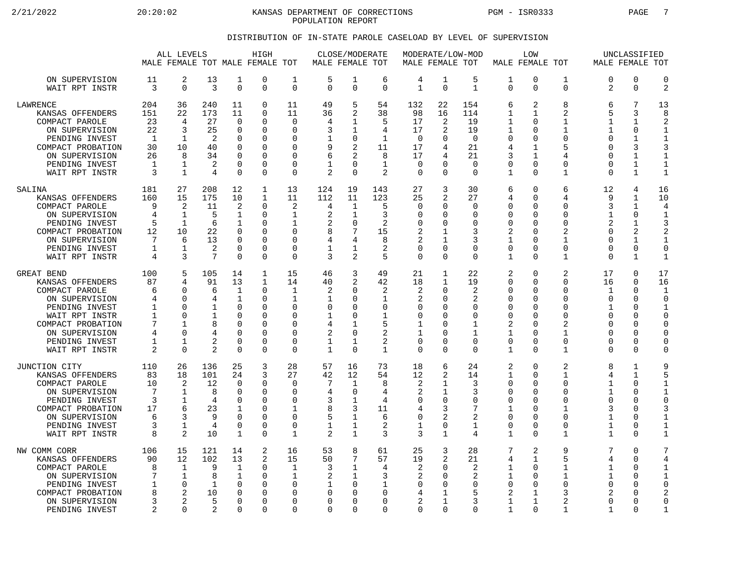KANSAS DEPARTMENT OF CORRECTIONS
POPULATION REPORT

## DISTRIBUTION OF IN-STATE PAROLE CASELOAD BY LEVEL OF SUPERVISION

| | ALL LEVELS | | | HIGH | | | CLOSE/MODERATE | | | MODERATE/LOW-MOD | | | LOW | | | UNCLASSIFIED | | |
|---|---|---|---|---|---|---|---|---|---|---|---|---|---|---|---|---|---|---|
| | MALE | FEMALE | TOT | MALE | FEMALE | TOT | MALE | FEMALE | TOT | MALE | FEMALE | TOT | MALE | FEMALE | TOT | MALE | FEMALE | TOT |
| ON SUPERVISION | 11 | 2 | 13 | 1 | 0 | 1 | 5 | 1 | 6 | 4 | 1 | 5 | 1 | 0 | 1 | 0 | 0 | 0 |
| WAIT RPT INSTR | 3 | 0 | 3 | 0 | 0 | 0 | 0 | 0 | 0 | 1 | 0 | 1 | 0 | 0 | 0 | 2 | 0 | 2 |
| LAWRENCE | 204 | 36 | 240 | 11 | 0 | 11 | 49 | 5 | 54 | 132 | 22 | 154 | 6 | 2 | 8 | 6 | 7 | 13 |
| KANSAS OFFENDERS | 151 | 22 | 173 | 11 | 0 | 11 | 36 | 2 | 38 | 98 | 16 | 114 | 1 | 1 | 2 | 5 | 3 | 8 |
| COMPACT PAROLE | 23 | 4 | 27 | 0 | 0 | 0 | 4 | 1 | 5 | 17 | 2 | 19 | 1 | 0 | 1 | 1 | 1 | 2 |
| ON SUPERVISION | 22 | 3 | 25 | 0 | 0 | 0 | 3 | 1 | 4 | 17 | 2 | 19 | 1 | 0 | 1 | 1 | 0 | 1 |
| PENDING INVEST | 1 | 1 | 2 | 0 | 0 | 0 | 1 | 0 | 1 | 0 | 0 | 0 | 0 | 0 | 0 | 0 | 1 | 1 |
| COMPACT PROBATION | 30 | 10 | 40 | 0 | 0 | 0 | 9 | 2 | 11 | 17 | 4 | 21 | 4 | 1 | 5 | 0 | 3 | 3 |
| ON SUPERVISION | 26 | 8 | 34 | 0 | 0 | 0 | 6 | 2 | 8 | 17 | 4 | 21 | 3 | 1 | 4 | 0 | 1 | 1 |
| PENDING INVEST | 1 | 1 | 2 | 0 | 0 | 0 | 1 | 0 | 1 | 0 | 0 | 0 | 0 | 0 | 0 | 0 | 1 | 1 |
| WAIT RPT INSTR | 3 | 1 | 4 | 0 | 0 | 0 | 2 | 0 | 2 | 0 | 0 | 0 | 1 | 0 | 1 | 0 | 1 | 1 |
| SALINA | 181 | 27 | 208 | 12 | 1 | 13 | 124 | 19 | 143 | 27 | 3 | 30 | 6 | 0 | 6 | 12 | 4 | 16 |
| KANSAS OFFENDERS | 160 | 15 | 175 | 10 | 1 | 11 | 112 | 11 | 123 | 25 | 2 | 27 | 4 | 0 | 4 | 9 | 1 | 10 |
| COMPACT PAROLE | 9 | 2 | 11 | 2 | 0 | 2 | 4 | 1 | 5 | 0 | 0 | 0 | 0 | 0 | 0 | 3 | 1 | 4 |
| ON SUPERVISION | 4 | 1 | 5 | 1 | 0 | 1 | 2 | 1 | 3 | 0 | 0 | 0 | 0 | 0 | 0 | 1 | 0 | 1 |
| PENDING INVEST | 5 | 1 | 6 | 1 | 0 | 1 | 2 | 0 | 2 | 0 | 0 | 0 | 0 | 0 | 0 | 2 | 1 | 3 |
| COMPACT PROBATION | 12 | 10 | 22 | 0 | 0 | 0 | 8 | 7 | 15 | 2 | 1 | 3 | 2 | 0 | 2 | 0 | 2 | 2 |
| ON SUPERVISION | 7 | 6 | 13 | 0 | 0 | 0 | 4 | 4 | 8 | 2 | 1 | 3 | 1 | 0 | 1 | 0 | 1 | 1 |
| PENDING INVEST | 1 | 1 | 2 | 0 | 0 | 0 | 1 | 1 | 2 | 0 | 0 | 0 | 0 | 0 | 0 | 0 | 0 | 0 |
| WAIT RPT INSTR | 4 | 3 | 7 | 0 | 0 | 0 | 3 | 2 | 5 | 0 | 0 | 0 | 1 | 0 | 1 | 0 | 1 | 1 |
| GREAT BEND | 100 | 5 | 105 | 14 | 1 | 15 | 46 | 3 | 49 | 21 | 1 | 22 | 2 | 0 | 2 | 17 | 0 | 17 |
| KANSAS OFFENDERS | 87 | 4 | 91 | 13 | 1 | 14 | 40 | 2 | 42 | 18 | 1 | 19 | 0 | 0 | 0 | 16 | 0 | 16 |
| COMPACT PAROLE | 6 | 0 | 6 | 1 | 0 | 1 | 2 | 0 | 2 | 2 | 0 | 2 | 0 | 0 | 0 | 1 | 0 | 1 |
| ON SUPERVISION | 4 | 0 | 4 | 1 | 0 | 1 | 1 | 0 | 1 | 2 | 0 | 2 | 0 | 0 | 0 | 0 | 0 | 0 |
| PENDING INVEST | 1 | 0 | 1 | 0 | 0 | 0 | 0 | 0 | 0 | 0 | 0 | 0 | 0 | 0 | 0 | 1 | 0 | 1 |
| WAIT RPT INSTR | 1 | 0 | 1 | 0 | 0 | 0 | 1 | 0 | 1 | 0 | 0 | 0 | 0 | 0 | 0 | 0 | 0 | 0 |
| COMPACT PROBATION | 7 | 1 | 8 | 0 | 0 | 0 | 4 | 1 | 5 | 1 | 0 | 1 | 2 | 0 | 2 | 0 | 0 | 0 |
| ON SUPERVISION | 4 | 0 | 4 | 0 | 0 | 0 | 2 | 0 | 2 | 1 | 0 | 1 | 1 | 0 | 1 | 0 | 0 | 0 |
| PENDING INVEST | 1 | 1 | 2 | 0 | 0 | 0 | 1 | 1 | 2 | 0 | 0 | 0 | 0 | 0 | 0 | 0 | 0 | 0 |
| WAIT RPT INSTR | 2 | 0 | 2 | 0 | 0 | 0 | 1 | 0 | 1 | 0 | 0 | 0 | 1 | 0 | 1 | 0 | 0 | 0 |
| JUNCTION CITY | 110 | 26 | 136 | 25 | 3 | 28 | 57 | 16 | 73 | 18 | 6 | 24 | 2 | 0 | 2 | 8 | 1 | 9 |
| KANSAS OFFENDERS | 83 | 18 | 101 | 24 | 3 | 27 | 42 | 12 | 54 | 12 | 2 | 14 | 1 | 0 | 1 | 4 | 1 | 5 |
| COMPACT PAROLE | 10 | 2 | 12 | 0 | 0 | 0 | 7 | 1 | 8 | 2 | 1 | 3 | 0 | 0 | 0 | 1 | 0 | 1 |
| ON SUPERVISION | 7 | 1 | 8 | 0 | 0 | 0 | 4 | 0 | 4 | 2 | 1 | 3 | 0 | 0 | 0 | 1 | 0 | 1 |
| PENDING INVEST | 3 | 1 | 4 | 0 | 0 | 0 | 3 | 1 | 4 | 0 | 0 | 0 | 0 | 0 | 0 | 0 | 0 | 0 |
| COMPACT PROBATION | 17 | 6 | 23 | 1 | 0 | 1 | 8 | 3 | 11 | 4 | 3 | 7 | 1 | 0 | 1 | 3 | 0 | 3 |
| ON SUPERVISION | 6 | 3 | 9 | 0 | 0 | 0 | 5 | 1 | 6 | 0 | 2 | 2 | 0 | 0 | 0 | 1 | 0 | 1 |
| PENDING INVEST | 3 | 1 | 4 | 0 | 0 | 0 | 1 | 1 | 2 | 1 | 0 | 1 | 0 | 0 | 0 | 1 | 0 | 1 |
| WAIT RPT INSTR | 8 | 2 | 10 | 1 | 0 | 1 | 2 | 1 | 3 | 3 | 1 | 4 | 1 | 0 | 1 | 1 | 0 | 1 |
| NW COMM CORR | 106 | 15 | 121 | 14 | 2 | 16 | 53 | 8 | 61 | 25 | 3 | 28 | 7 | 2 | 9 | 7 | 0 | 7 |
| KANSAS OFFENDERS | 90 | 12 | 102 | 13 | 2 | 15 | 50 | 7 | 57 | 19 | 2 | 21 | 4 | 1 | 5 | 4 | 0 | 4 |
| COMPACT PAROLE | 8 | 1 | 9 | 1 | 0 | 1 | 3 | 1 | 4 | 2 | 0 | 2 | 1 | 0 | 1 | 1 | 0 | 1 |
| ON SUPERVISION | 7 | 1 | 8 | 1 | 0 | 1 | 2 | 1 | 3 | 2 | 0 | 2 | 1 | 0 | 1 | 1 | 0 | 1 |
| PENDING INVEST | 1 | 0 | 1 | 0 | 0 | 0 | 1 | 0 | 1 | 0 | 0 | 0 | 0 | 0 | 0 | 0 | 0 | 0 |
| COMPACT PROBATION | 8 | 2 | 10 | 0 | 0 | 0 | 0 | 0 | 0 | 4 | 1 | 5 | 2 | 1 | 3 | 2 | 0 | 2 |
| ON SUPERVISION | 3 | 2 | 5 | 0 | 0 | 0 | 0 | 0 | 0 | 2 | 1 | 3 | 1 | 1 | 2 | 0 | 0 | 0 |
| PENDING INVEST | 2 | 0 | 2 | 0 | 0 | 0 | 0 | 0 | 0 | 0 | 0 | 0 | 1 | 0 | 1 | 1 | 0 | 1 |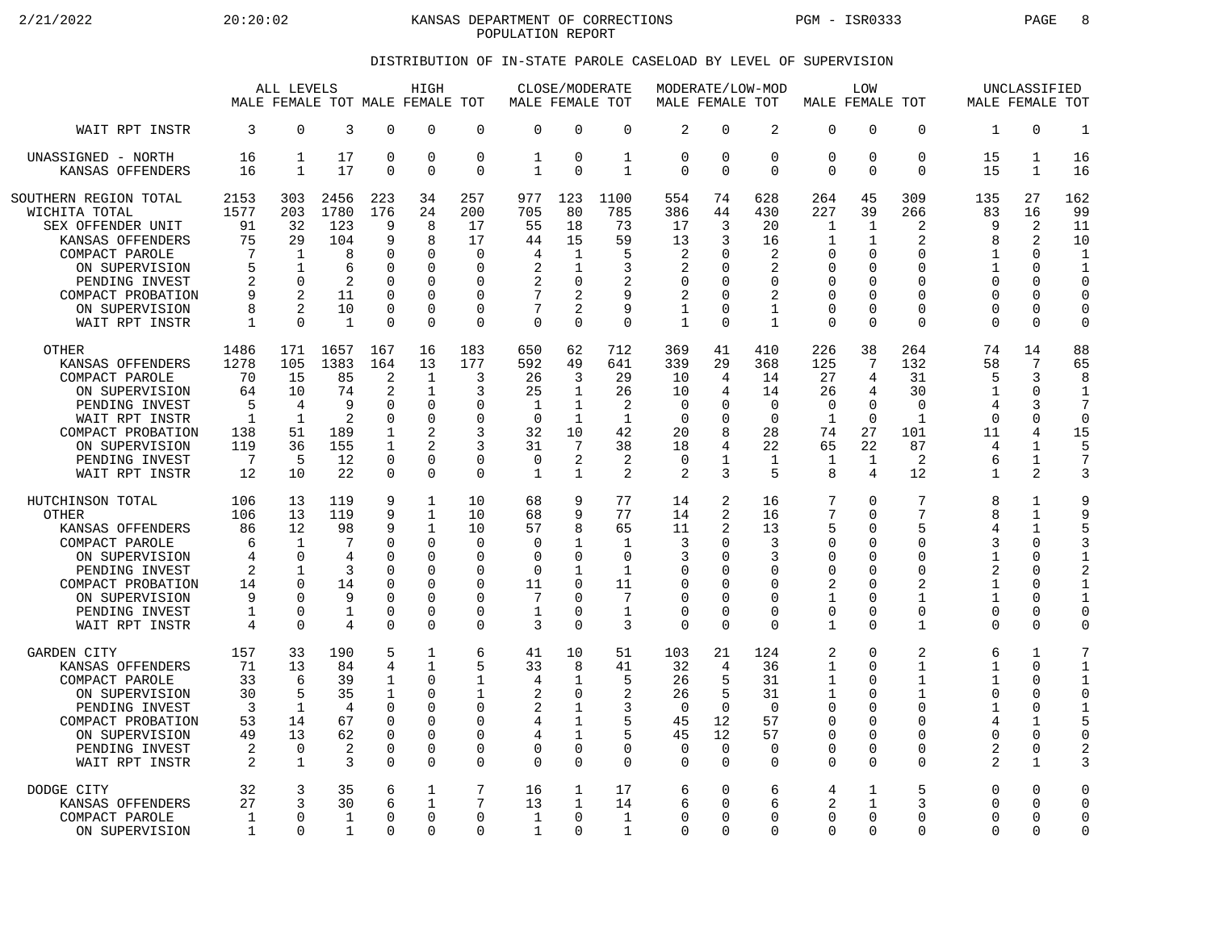KANSAS DEPARTMENT OF CORRECTIONS
POPULATION REPORT

## DISTRIBUTION OF IN-STATE PAROLE CASELOAD BY LEVEL OF SUPERVISION

| | ALL LEVELS | | | HIGH | | | CLOSE/MODERATE | | | MODERATE/LOW-MOD | | | LOW | | | UNCLASSIFIED | | |
|---|---|---|---|---|---|---|---|---|---|---|---|---|---|---|---|---|---|---|
| | MALE | FEMALE | TOT | MALE | FEMALE | TOT | MALE | FEMALE | TOT | MALE | FEMALE | TOT | MALE | FEMALE | TOT | MALE | FEMALE | TOT |
| WAIT RPT INSTR | 3 | 0 | 3 | 0 | 0 | 0 | 0 | 0 | 0 | 2 | 0 | 2 | 0 | 0 | 0 | 1 | 0 | 1 |
| UNASSIGNED - NORTH | 16 | 1 | 17 | 0 | 0 | 0 | 1 | 0 | 1 | 0 | 0 | 0 | 0 | 0 | 0 | 15 | 1 | 16 |
| KANSAS OFFENDERS | 16 | 1 | 17 | 0 | 0 | 0 | 1 | 0 | 1 | 0 | 0 | 0 | 0 | 0 | 0 | 15 | 1 | 16 |
| SOUTHERN REGION TOTAL | 2153 | 303 | 2456 | 223 | 34 | 257 | 977 | 123 | 1100 | 554 | 74 | 628 | 264 | 45 | 309 | 135 | 27 | 162 |
| WICHITA TOTAL | 1577 | 203 | 1780 | 176 | 24 | 200 | 705 | 80 | 785 | 386 | 44 | 430 | 227 | 39 | 266 | 83 | 16 | 99 |
| SEX OFFENDER UNIT | 91 | 32 | 123 | 9 | 8 | 17 | 55 | 18 | 73 | 17 | 3 | 20 | 1 | 1 | 2 | 9 | 2 | 11 |
| KANSAS OFFENDERS | 75 | 29 | 104 | 9 | 8 | 17 | 44 | 15 | 59 | 13 | 3 | 16 | 1 | 1 | 2 | 8 | 2 | 10 |
| COMPACT PAROLE | 7 | 1 | 8 | 0 | 0 | 0 | 4 | 1 | 5 | 2 | 0 | 2 | 0 | 0 | 0 | 1 | 0 | 1 |
| ON SUPERVISION | 5 | 1 | 6 | 0 | 0 | 0 | 2 | 1 | 3 | 2 | 0 | 2 | 0 | 0 | 0 | 1 | 0 | 1 |
| PENDING INVEST | 2 | 0 | 2 | 0 | 0 | 0 | 2 | 0 | 2 | 0 | 0 | 0 | 0 | 0 | 0 | 0 | 0 | 0 |
| COMPACT PROBATION | 9 | 2 | 11 | 0 | 0 | 0 | 7 | 2 | 9 | 2 | 0 | 2 | 0 | 0 | 0 | 0 | 0 | 0 |
| ON SUPERVISION | 8 | 2 | 10 | 0 | 0 | 0 | 7 | 2 | 9 | 1 | 0 | 1 | 0 | 0 | 0 | 0 | 0 | 0 |
| WAIT RPT INSTR | 1 | 0 | 1 | 0 | 0 | 0 | 0 | 0 | 0 | 1 | 0 | 1 | 0 | 0 | 0 | 0 | 0 | 0 |
| OTHER | 1486 | 171 | 1657 | 167 | 16 | 183 | 650 | 62 | 712 | 369 | 41 | 410 | 226 | 38 | 264 | 74 | 14 | 88 |
| KANSAS OFFENDERS | 1278 | 105 | 1383 | 164 | 13 | 177 | 592 | 49 | 641 | 339 | 29 | 368 | 125 | 7 | 132 | 58 | 7 | 65 |
| COMPACT PAROLE | 70 | 15 | 85 | 2 | 1 | 3 | 26 | 3 | 29 | 10 | 4 | 14 | 27 | 4 | 31 | 5 | 3 | 8 |
| ON SUPERVISION | 64 | 10 | 74 | 2 | 1 | 3 | 25 | 1 | 26 | 10 | 4 | 14 | 26 | 4 | 30 | 1 | 0 | 1 |
| PENDING INVEST | 5 | 4 | 9 | 0 | 0 | 0 | 1 | 1 | 2 | 0 | 0 | 0 | 0 | 0 | 0 | 4 | 3 | 7 |
| WAIT RPT INSTR | 1 | 1 | 2 | 0 | 0 | 0 | 0 | 1 | 1 | 0 | 0 | 0 | 1 | 0 | 1 | 0 | 0 | 0 |
| COMPACT PROBATION | 138 | 51 | 189 | 1 | 2 | 3 | 32 | 10 | 42 | 20 | 8 | 28 | 74 | 27 | 101 | 11 | 4 | 15 |
| ON SUPERVISION | 119 | 36 | 155 | 1 | 2 | 3 | 31 | 7 | 38 | 18 | 4 | 22 | 65 | 22 | 87 | 4 | 1 | 5 |
| PENDING INVEST | 7 | 5 | 12 | 0 | 0 | 0 | 0 | 2 | 2 | 0 | 1 | 1 | 1 | 1 | 2 | 6 | 1 | 7 |
| WAIT RPT INSTR | 12 | 10 | 22 | 0 | 0 | 0 | 1 | 1 | 2 | 2 | 3 | 5 | 8 | 4 | 12 | 1 | 2 | 3 |
| HUTCHINSON TOTAL | 106 | 13 | 119 | 9 | 1 | 10 | 68 | 9 | 77 | 14 | 2 | 16 | 7 | 0 | 7 | 8 | 1 | 9 |
| OTHER | 106 | 13 | 119 | 9 | 1 | 10 | 68 | 9 | 77 | 14 | 2 | 16 | 7 | 0 | 7 | 8 | 1 | 9 |
| KANSAS OFFENDERS | 86 | 12 | 98 | 9 | 1 | 10 | 57 | 8 | 65 | 11 | 2 | 13 | 5 | 0 | 5 | 4 | 1 | 5 |
| COMPACT PAROLE | 6 | 1 | 7 | 0 | 0 | 0 | 0 | 1 | 1 | 3 | 0 | 3 | 0 | 0 | 0 | 3 | 0 | 3 |
| ON SUPERVISION | 4 | 0 | 4 | 0 | 0 | 0 | 0 | 0 | 0 | 3 | 0 | 3 | 0 | 0 | 0 | 1 | 0 | 1 |
| PENDING INVEST | 2 | 1 | 3 | 0 | 0 | 0 | 0 | 1 | 1 | 0 | 0 | 0 | 0 | 0 | 0 | 2 | 0 | 2 |
| COMPACT PROBATION | 14 | 0 | 14 | 0 | 0 | 0 | 11 | 0 | 11 | 0 | 0 | 0 | 2 | 0 | 2 | 1 | 0 | 1 |
| ON SUPERVISION | 9 | 0 | 9 | 0 | 0 | 0 | 7 | 0 | 7 | 0 | 0 | 0 | 1 | 0 | 1 | 1 | 0 | 1 |
| PENDING INVEST | 1 | 0 | 1 | 0 | 0 | 0 | 1 | 0 | 1 | 0 | 0 | 0 | 0 | 0 | 0 | 0 | 0 | 0 |
| WAIT RPT INSTR | 4 | 0 | 4 | 0 | 0 | 0 | 3 | 0 | 3 | 0 | 0 | 0 | 1 | 0 | 1 | 0 | 0 | 0 |
| GARDEN CITY | 157 | 33 | 190 | 5 | 1 | 6 | 41 | 10 | 51 | 103 | 21 | 124 | 2 | 0 | 2 | 6 | 1 | 7 |
| KANSAS OFFENDERS | 71 | 13 | 84 | 4 | 1 | 5 | 33 | 8 | 41 | 32 | 4 | 36 | 1 | 0 | 1 | 1 | 0 | 1 |
| COMPACT PAROLE | 33 | 6 | 39 | 1 | 0 | 1 | 4 | 1 | 5 | 26 | 5 | 31 | 1 | 0 | 1 | 1 | 0 | 1 |
| ON SUPERVISION | 30 | 5 | 35 | 1 | 0 | 1 | 2 | 0 | 2 | 26 | 5 | 31 | 1 | 0 | 1 | 0 | 0 | 0 |
| PENDING INVEST | 3 | 1 | 4 | 0 | 0 | 0 | 2 | 1 | 3 | 0 | 0 | 0 | 0 | 0 | 0 | 1 | 0 | 1 |
| COMPACT PROBATION | 53 | 14 | 67 | 0 | 0 | 0 | 4 | 1 | 5 | 45 | 12 | 57 | 0 | 0 | 0 | 4 | 1 | 5 |
| ON SUPERVISION | 49 | 13 | 62 | 0 | 0 | 0 | 4 | 1 | 5 | 45 | 12 | 57 | 0 | 0 | 0 | 0 | 0 | 0 |
| PENDING INVEST | 2 | 0 | 2 | 0 | 0 | 0 | 0 | 0 | 0 | 0 | 0 | 0 | 0 | 0 | 0 | 2 | 0 | 2 |
| WAIT RPT INSTR | 2 | 1 | 3 | 0 | 0 | 0 | 0 | 0 | 0 | 0 | 0 | 0 | 0 | 0 | 0 | 2 | 1 | 3 |
| DODGE CITY | 32 | 3 | 35 | 6 | 1 | 7 | 16 | 1 | 17 | 6 | 0 | 6 | 4 | 1 | 5 | 0 | 0 | 0 |
| KANSAS OFFENDERS | 27 | 3 | 30 | 6 | 1 | 7 | 13 | 1 | 14 | 6 | 0 | 6 | 2 | 1 | 3 | 0 | 0 | 0 |
| COMPACT PAROLE | 1 | 0 | 1 | 0 | 0 | 0 | 1 | 0 | 1 | 0 | 0 | 0 | 0 | 0 | 0 | 0 | 0 | 0 |
| ON SUPERVISION | 1 | 0 | 1 | 0 | 0 | 0 | 1 | 0 | 1 | 0 | 0 | 0 | 0 | 0 | 0 | 0 | 0 | 0 |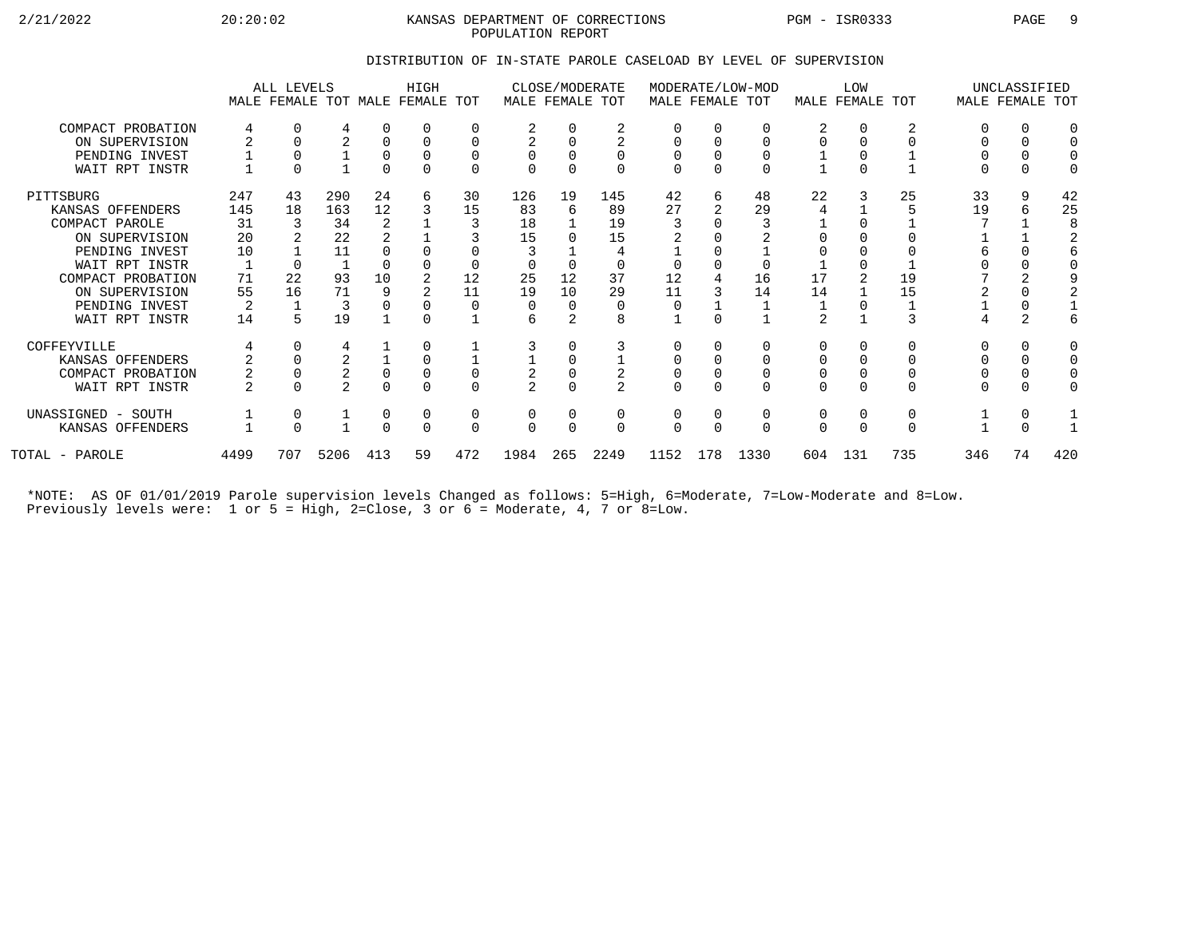KANSAS DEPARTMENT OF CORRECTIONS
POPULATION REPORT

## DISTRIBUTION OF IN-STATE PAROLE CASELOAD BY LEVEL OF SUPERVISION

| | ALL LEVELS | | | HIGH | | | CLOSE/MODERATE | | | MODERATE/LOW-MOD | | | LOW | | | UNCLASSIFIED | | |
|---|---|---|---|---|---|---|---|---|---|---|---|---|---|---|---|---|---|---|
| | MALE | FEMALE | TOT | MALE | FEMALE | TOT | MALE | FEMALE | TOT | MALE | FEMALE | TOT | MALE | FEMALE | TOT | MALE | FEMALE | TOT |
| COMPACT PROBATION | 4 | 0 | 4 | 0 | 0 | 0 | 2 | 0 | 2 | 0 | 0 | 0 | 2 | 0 | 2 | 0 | 0 | 0 |
| ON SUPERVISION | 2 | 0 | 2 | 0 | 0 | 0 | 2 | 0 | 2 | 0 | 0 | 0 | 0 | 0 | 0 | 0 | 0 | 0 |
| PENDING INVEST | 1 | 0 | 1 | 0 | 0 | 0 | 0 | 0 | 0 | 0 | 0 | 0 | 1 | 0 | 1 | 0 | 0 | 0 |
| WAIT RPT INSTR | 1 | 0 | 1 | 0 | 0 | 0 | 0 | 0 | 0 | 0 | 0 | 0 | 1 | 0 | 1 | 0 | 0 | 0 |
| PITTSBURG | 247 | 43 | 290 | 24 | 6 | 30 | 126 | 19 | 145 | 42 | 6 | 48 | 22 | 3 | 25 | 33 | 9 | 42 |
| KANSAS OFFENDERS | 145 | 18 | 163 | 12 | 3 | 15 | 83 | 6 | 89 | 27 | 2 | 29 | 4 | 1 | 5 | 19 | 6 | 25 |
| COMPACT PAROLE | 31 | 3 | 34 | 2 | 1 | 3 | 18 | 1 | 19 | 3 | 0 | 3 | 1 | 0 | 1 | 7 | 1 | 8 |
| ON SUPERVISION | 20 | 2 | 22 | 2 | 1 | 3 | 15 | 0 | 15 | 2 | 0 | 2 | 0 | 0 | 0 | 1 | 1 | 2 |
| PENDING INVEST | 10 | 1 | 11 | 0 | 0 | 0 | 3 | 1 | 4 | 1 | 0 | 1 | 0 | 0 | 0 | 6 | 0 | 6 |
| WAIT RPT INSTR | 1 | 0 | 1 | 0 | 0 | 0 | 0 | 0 | 0 | 0 | 0 | 0 | 1 | 0 | 1 | 0 | 0 | 0 |
| COMPACT PROBATION | 71 | 22 | 93 | 10 | 2 | 12 | 25 | 12 | 37 | 12 | 4 | 16 | 17 | 2 | 19 | 7 | 2 | 9 |
| ON SUPERVISION | 55 | 16 | 71 | 9 | 2 | 11 | 19 | 10 | 29 | 11 | 3 | 14 | 14 | 1 | 15 | 2 | 0 | 2 |
| PENDING INVEST | 2 | 1 | 3 | 0 | 0 | 0 | 0 | 0 | 0 | 0 | 1 | 1 | 1 | 0 | 1 | 1 | 0 | 1 |
| WAIT RPT INSTR | 14 | 5 | 19 | 1 | 0 | 1 | 6 | 2 | 8 | 1 | 0 | 1 | 2 | 1 | 3 | 4 | 2 | 6 |
| COFFEYVILLE | 4 | 0 | 4 | 1 | 0 | 1 | 3 | 0 | 3 | 0 | 0 | 0 | 0 | 0 | 0 | 0 | 0 | 0 |
| KANSAS OFFENDERS | 2 | 0 | 2 | 1 | 0 | 1 | 1 | 0 | 1 | 0 | 0 | 0 | 0 | 0 | 0 | 0 | 0 | 0 |
| COMPACT PROBATION | 2 | 0 | 2 | 0 | 0 | 0 | 2 | 0 | 2 | 0 | 0 | 0 | 0 | 0 | 0 | 0 | 0 | 0 |
| WAIT RPT INSTR | 2 | 0 | 2 | 0 | 0 | 0 | 2 | 0 | 2 | 0 | 0 | 0 | 0 | 0 | 0 | 0 | 0 | 0 |
| UNASSIGNED - SOUTH | 1 | 0 | 1 | 0 | 0 | 0 | 0 | 0 | 0 | 0 | 0 | 0 | 0 | 0 | 0 | 1 | 0 | 1 |
| KANSAS OFFENDERS | 1 | 0 | 1 | 0 | 0 | 0 | 0 | 0 | 0 | 0 | 0 | 0 | 0 | 0 | 0 | 1 | 0 | 1 |
| TOTAL - PAROLE | 4499 | 707 | 5206 | 413 | 59 | 472 | 1984 | 265 | 2249 | 1152 | 178 | 1330 | 604 | 131 | 735 | 346 | 74 | 420 |

*NOTE: AS OF 01/01/2019 Parole supervision levels Changed as follows: 5=High, 6=Moderate, 7=Low-Moderate and 8=Low.
Previously levels were: 1 or 5 = High, 2=Close, 3 or 6 = Moderate, 4, 7 or 8=Low.